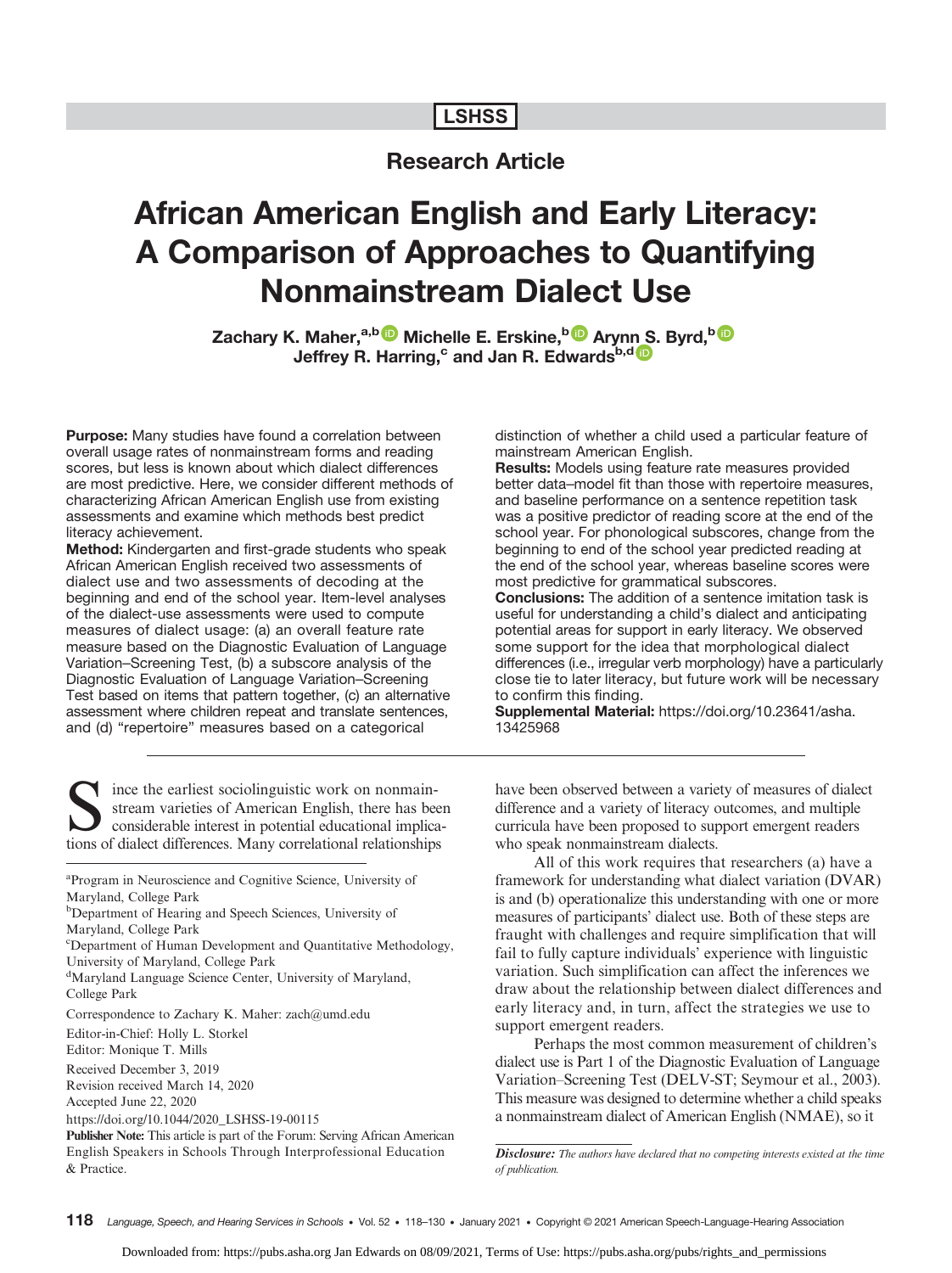LSHSS

**Research Article**

# African American English and Early Literacy: A Comparison of Approaches to Quantifying Nonmainstream Dialect Use

**Zachary K. Maher,[a,b] Michelle E. Erskine,[b] Arynn S. Byrd,[b] Jeffrey R. Harring,[c] and Jan R. Edwards[b,d]**

**Purpose:** Many studies have found a correlation between overall usage rates of nonmainstream forms and reading scores, but less is known about which dialect differences are most predictive. Here, we consider different methods of characterizing African American English use from existing assessments and examine which methods best predict literacy achievement.

**Method:** Kindergarten and first-grade students who speak African American English received two assessments of dialect use and two assessments of decoding at the beginning and end of the school year. Item-level analyses of the dialect-use assessments were used to compute measures of dialect usage: (a) an overall feature rate measure based on the Diagnostic Evaluation of Language Variation–Screening Test, (b) a subscore analysis of the Diagnostic Evaluation of Language Variation–Screening Test based on items that pattern together, (c) an alternative assessment where children repeat and translate sentences, and (d) "repertoire" measures based on a categorical distinction of whether a child used a particular feature of mainstream American English.

**Results:** Models using feature rate measures provided better data–model fit than those with repertoire measures, and baseline performance on a sentence repetition task was a positive predictor of reading score at the end of the school year. For phonological subscores, change from the beginning to end of the school year predicted reading at the end of the school year, whereas baseline scores were most predictive for grammatical subscores.

**Conclusions:** The addition of a sentence imitation task is useful for understanding a child's dialect and anticipating potential areas for support in early literacy. We observed some support for the idea that morphological dialect differences (i.e., irregular verb morphology) have a particularly close tie to later literacy, but future work will be necessary to confirm this finding.

**Supplemental Material:** https://doi.org/10.23641/asha.13425968

Since the earliest sociolinguistic work on nonmainstream varieties of American English, there has been considerable interest in potential educational implications of dialect differences. Many correlational relationships have been observed between a variety of measures of dialect difference and a variety of literacy outcomes, and multiple curricula have been proposed to support emergent readers who speak nonmainstream dialects.

All of this work requires that researchers (a) have a framework for understanding what dialect variation (DVAR) is and (b) operationalize this understanding with one or more measures of participants' dialect use. Both of these steps are fraught with challenges and require simplification that will fail to fully capture individuals' experience with linguistic variation. Such simplification can affect the inferences we draw about the relationship between dialect differences and early literacy and, in turn, affect the strategies we use to support emergent readers.

Perhaps the most common measurement of children's dialect use is Part 1 of the Diagnostic Evaluation of Language Variation–Screening Test (DELV-ST; Seymour et al., 2003). This measure was designed to determine whether a child speaks a nonmainstream dialect of American English (NMAE), so it

---

[a]Program in Neuroscience and Cognitive Science, University of Maryland, College Park
[b]Department of Hearing and Speech Sciences, University of Maryland, College Park
[c]Department of Human Development and Quantitative Methodology, University of Maryland, College Park
[d]Maryland Language Science Center, University of Maryland, College Park

Correspondence to Zachary K. Maher: zach@umd.edu

Editor-in-Chief: Holly L. Storkel
Editor: Monique T. Mills

Received December 3, 2019
Revision received March 14, 2020
Accepted June 22, 2020
https://doi.org/10.1044/2020_LSHSS-19-00115

**Publisher Note:** This article is part of the Forum: Serving African American English Speakers in Schools Through Interprofessional Education & Practice.

***Disclosure:*** *The authors have declared that no competing interests existed at the time of publication.*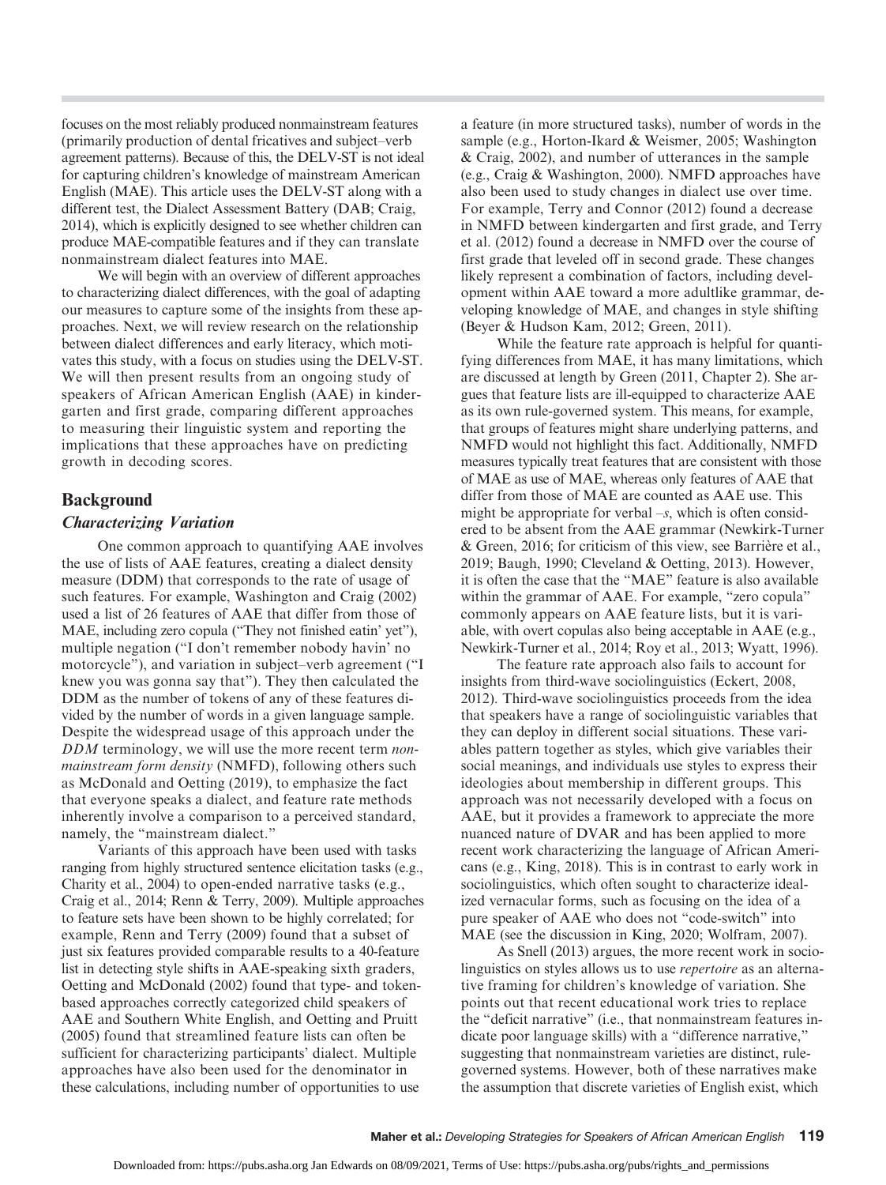focuses on the most reliably produced nonmainstream features (primarily production of dental fricatives and subject–verb agreement patterns). Because of this, the DELV-ST is not ideal for capturing children's knowledge of mainstream American English (MAE). This article uses the DELV-ST along with a different test, the Dialect Assessment Battery (DAB; Craig, 2014), which is explicitly designed to see whether children can produce MAE-compatible features and if they can translate nonmainstream dialect features into MAE.

We will begin with an overview of different approaches to characterizing dialect differences, with the goal of adapting our measures to capture some of the insights from these approaches. Next, we will review research on the relationship between dialect differences and early literacy, which motivates this study, with a focus on studies using the DELV-ST. We will then present results from an ongoing study of speakers of African American English (AAE) in kindergarten and first grade, comparing different approaches to measuring their linguistic system and reporting the implications that these approaches have on predicting growth in decoding scores.

## Background

### *Characterizing Variation*

One common approach to quantifying AAE involves the use of lists of AAE features, creating a dialect density measure (DDM) that corresponds to the rate of usage of such features. For example, Washington and Craig (2002) used a list of 26 features of AAE that differ from those of MAE, including zero copula ("They not finished eatin' yet"), multiple negation ("I don't remember nobody havin' no motorcycle"), and variation in subject–verb agreement ("I knew you was gonna say that"). They then calculated the DDM as the number of tokens of any of these features divided by the number of words in a given language sample. Despite the widespread usage of this approach under the *DDM* terminology, we will use the more recent term *nonmainstream form density* (NMFD), following others such as McDonald and Oetting (2019), to emphasize the fact that everyone speaks a dialect, and feature rate methods inherently involve a comparison to a perceived standard, namely, the "mainstream dialect."

Variants of this approach have been used with tasks ranging from highly structured sentence elicitation tasks (e.g., Charity et al., 2004) to open-ended narrative tasks (e.g., Craig et al., 2014; Renn & Terry, 2009). Multiple approaches to feature sets have been shown to be highly correlated; for example, Renn and Terry (2009) found that a subset of just six features provided comparable results to a 40-feature list in detecting style shifts in AAE-speaking sixth graders, Oetting and McDonald (2002) found that type- and token-based approaches correctly categorized child speakers of AAE and Southern White English, and Oetting and Pruitt (2005) found that streamlined feature lists can often be sufficient for characterizing participants' dialect. Multiple approaches have also been used for the denominator in these calculations, including number of opportunities to use a feature (in more structured tasks), number of words in the sample (e.g., Horton-Ikard & Weismer, 2005; Washington & Craig, 2002), and number of utterances in the sample (e.g., Craig & Washington, 2000). NMFD approaches have also been used to study changes in dialect use over time. For example, Terry and Connor (2012) found a decrease in NMFD between kindergarten and first grade, and Terry et al. (2012) found a decrease in NMFD over the course of first grade that leveled off in second grade. These changes likely represent a combination of factors, including development within AAE toward a more adultlike grammar, developing knowledge of MAE, and changes in style shifting (Beyer & Hudson Kam, 2012; Green, 2011).

While the feature rate approach is helpful for quantifying differences from MAE, it has many limitations, which are discussed at length by Green (2011, Chapter 2). She argues that feature lists are ill-equipped to characterize AAE as its own rule-governed system. This means, for example, that groups of features might share underlying patterns, and NMFD would not highlight this fact. Additionally, NMFD measures typically treat features that are consistent with those of MAE as use of MAE, whereas only features of AAE that differ from those of MAE are counted as AAE use. This might be appropriate for verbal *–s*, which is often considered to be absent from the AAE grammar (Newkirk-Turner & Green, 2016; for criticism of this view, see Barrière et al., 2019; Baugh, 1990; Cleveland & Oetting, 2013). However, it is often the case that the "MAE" feature is also available within the grammar of AAE. For example, "zero copula" commonly appears on AAE feature lists, but it is variable, with overt copulas also being acceptable in AAE (e.g., Newkirk-Turner et al., 2014; Roy et al., 2013; Wyatt, 1996).

The feature rate approach also fails to account for insights from third-wave sociolinguistics (Eckert, 2008, 2012). Third-wave sociolinguistics proceeds from the idea that speakers have a range of sociolinguistic variables that they can deploy in different social situations. These variables pattern together as styles, which give variables their social meanings, and individuals use styles to express their ideologies about membership in different groups. This approach was not necessarily developed with a focus on AAE, but it provides a framework to appreciate the more nuanced nature of DVAR and has been applied to more recent work characterizing the language of African Americans (e.g., King, 2018). This is in contrast to early work in sociolinguistics, which often sought to characterize idealized vernacular forms, such as focusing on the idea of a pure speaker of AAE who does not "code-switch" into MAE (see the discussion in King, 2020; Wolfram, 2007).

As Snell (2013) argues, the more recent work in sociolinguistics on styles allows us to use *repertoire* as an alternative framing for children's knowledge of variation. She points out that recent educational work tries to replace the "deficit narrative" (i.e., that nonmainstream features indicate poor language skills) with a "difference narrative," suggesting that nonmainstream varieties are distinct, rule-governed systems. However, both of these narratives make the assumption that discrete varieties of English exist, which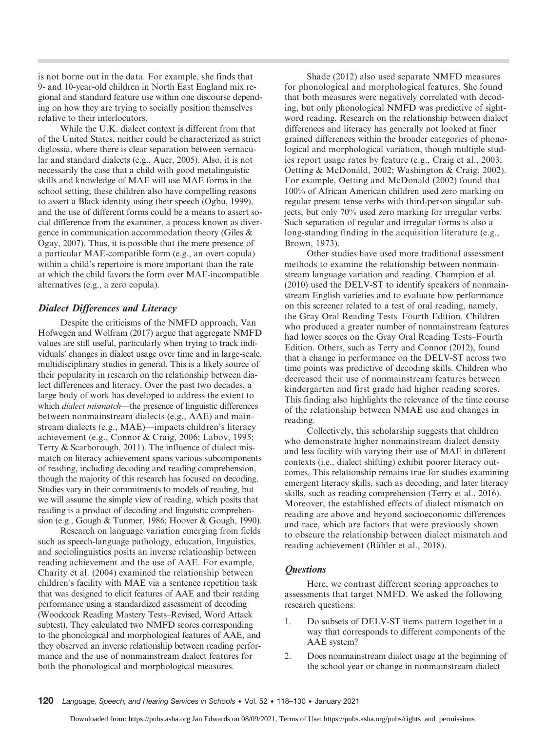is not borne out in the data. For example, she finds that 9- and 10-year-old children in North East England mix regional and standard feature use within one discourse depending on how they are trying to socially position themselves relative to their interlocutors.

While the U.K. dialect context is different from that of the United States, neither could be characterized as strict diglossia, where there is clear separation between vernacular and standard dialects (e.g., Auer, 2005). Also, it is not necessarily the case that a child with good metalinguistic skills and knowledge of MAE will use MAE forms in the school setting; these children also have compelling reasons to assert a Black identity using their speech (Ogbu, 1999), and the use of different forms could be a means to assert social difference from the examiner, a process known as divergence in communication accommodation theory (Giles & Ogay, 2007). Thus, it is possible that the mere presence of a particular MAE-compatible form (e.g., an overt copula) within a child's repertoire is more important than the rate at which the child favors the form over MAE-incompatible alternatives (e.g., a zero copula).

### *Dialect Differences and Literacy*

Despite the criticisms of the NMFD approach, Van Hofwegen and Wolfram (2017) argue that aggregate NMFD values are still useful, particularly when trying to track individuals' changes in dialect usage over time and in large-scale, multidisciplinary studies in general. This is a likely source of their popularity in research on the relationship between dialect differences and literacy. Over the past two decades, a large body of work has developed to address the extent to which *dialect mismatch*—the presence of linguistic differences between nonmainstream dialects (e.g., AAE) and mainstream dialects (e.g., MAE)—impacts children's literacy achievement (e.g., Connor & Craig, 2006; Labov, 1995; Terry & Scarborough, 2011). The influence of dialect mismatch on literacy achievement spans various subcomponents of reading, including decoding and reading comprehension, though the majority of this research has focused on decoding. Studies vary in their commitments to models of reading, but we will assume the simple view of reading, which posits that reading is a product of decoding and linguistic comprehension (e.g., Gough & Tunmer, 1986; Hoover & Gough, 1990).

Research on language variation emerging from fields such as speech-language pathology, education, linguistics, and sociolinguistics posits an inverse relationship between reading achievement and the use of AAE. For example, Charity et al. (2004) examined the relationship between children's facility with MAE via a sentence repetition task that was designed to elicit features of AAE and their reading performance using a standardized assessment of decoding (Woodcock Reading Mastery Tests–Revised, Word Attack subtest). They calculated two NMFD scores corresponding to the phonological and morphological features of AAE, and they observed an inverse relationship between reading performance and the use of nonmainstream dialect features for both the phonological and morphological measures.

Shade (2012) also used separate NMFD measures for phonological and morphological features. She found that both measures were negatively correlated with decoding, but only phonological NMFD was predictive of sight-word reading. Research on the relationship between dialect differences and literacy has generally not looked at finer grained differences within the broader categories of phonological and morphological variation, though multiple studies report usage rates by feature (e.g., Craig et al., 2003; Oetting & McDonald, 2002; Washington & Craig, 2002). For example, Oetting and McDonald (2002) found that 100% of African American children used zero marking on regular present tense verbs with third-person singular subjects, but only 70% used zero marking for irregular verbs. Such separation of regular and irregular forms is also a long-standing finding in the acquisition literature (e.g., Brown, 1973).

Other studies have used more traditional assessment methods to examine the relationship between nonmainstream language variation and reading. Champion et al. (2010) used the DELV-ST to identify speakers of nonmainstream English varieties and to evaluate how performance on this screener related to a test of oral reading, namely, the Gray Oral Reading Tests–Fourth Edition. Children who produced a greater number of nonmainstream features had lower scores on the Gray Oral Reading Tests–Fourth Edition. Others, such as Terry and Connor (2012), found that a change in performance on the DELV-ST across two time points was predictive of decoding skills. Children who decreased their use of nonmainstream features between kindergarten and first grade had higher reading scores. This finding also highlights the relevance of the time course of the relationship between NMAE use and changes in reading.

Collectively, this scholarship suggests that children who demonstrate higher nonmainstream dialect density and less facility with varying their use of MAE in different contexts (i.e., dialect shifting) exhibit poorer literacy outcomes. This relationship remains true for studies examining emergent literacy skills, such as decoding, and later literacy skills, such as reading comprehension (Terry et al., 2016). Moreover, the established effects of dialect mismatch on reading are above and beyond socioeconomic differences and race, which are factors that were previously shown to obscure the relationship between dialect mismatch and reading achievement (Bühler et al., 2018).

### *Questions*

Here, we contrast different scoring approaches to assessments that target NMFD. We asked the following research questions:

1. Do subsets of DELV-ST items pattern together in a way that corresponds to different components of the AAE system?
2. Does nonmainstream dialect usage at the beginning of the school year or change in nonmainstream dialect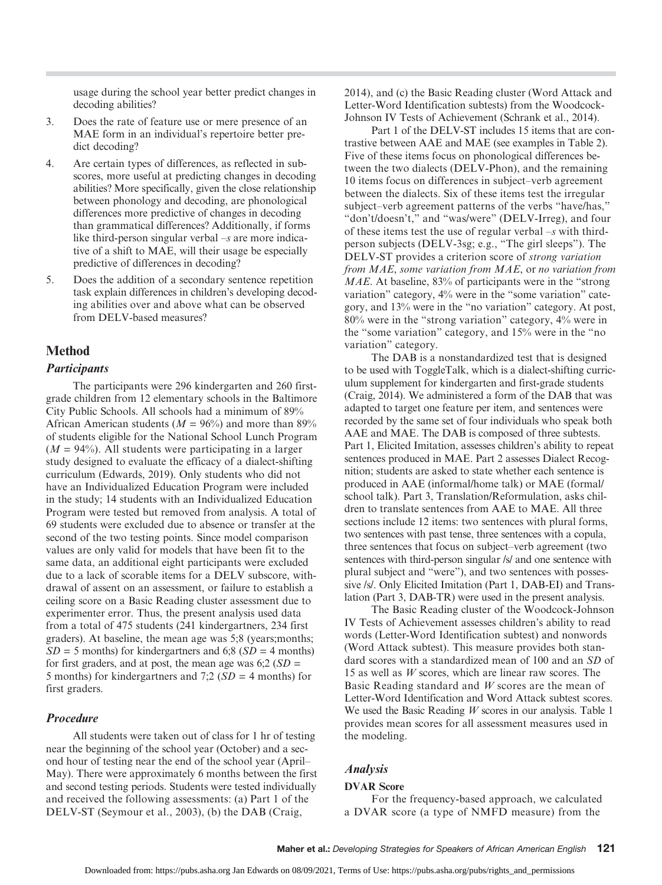usage during the school year better predict changes in decoding abilities?

3. Does the rate of feature use or mere presence of an MAE form in an individual's repertoire better predict decoding?
4. Are certain types of differences, as reflected in subscores, more useful at predicting changes in decoding abilities? More specifically, given the close relationship between phonology and decoding, are phonological differences more predictive of changes in decoding than grammatical differences? Additionally, if forms like third-person singular verbal *–s* are more indicative of a shift to MAE, will their usage be especially predictive of differences in decoding?
5. Does the addition of a secondary sentence repetition task explain differences in children's developing decoding abilities over and above what can be observed from DELV-based measures?

## Method

### Participants

The participants were 296 kindergarten and 260 first-grade children from 12 elementary schools in the Baltimore City Public Schools. All schools had a minimum of 89% African American students ($M = 96\%$) and more than 89% of students eligible for the National School Lunch Program ($M = 94\%$). All students were participating in a larger study designed to evaluate the efficacy of a dialect-shifting curriculum (Edwards, 2019). Only students who did not have an Individualized Education Program were included in the study; 14 students with an Individualized Education Program were tested but removed from analysis. A total of 69 students were excluded due to absence or transfer at the second of the two testing points. Since model comparison values are only valid for models that have been fit to the same data, an additional eight participants were excluded due to a lack of scorable items for a DELV subscore, withdrawal of assent on an assessment, or failure to establish a ceiling score on a Basic Reading cluster assessment due to experimenter error. Thus, the present analysis used data from a total of 475 students (241 kindergartners, 234 first graders). At baseline, the mean age was 5;8 (years;months; $SD = 5$ months) for kindergartners and 6;8 ($SD = 4$ months) for first graders, and at post, the mean age was 6;2 ($SD =$ 5 months) for kindergartners and 7;2 ($SD = 4$ months) for first graders.

### Procedure

All students were taken out of class for 1 hr of testing near the beginning of the school year (October) and a second hour of testing near the end of the school year (April–May). There were approximately 6 months between the first and second testing periods. Students were tested individually and received the following assessments: (a) Part 1 of the DELV-ST (Seymour et al., 2003), (b) the DAB (Craig, 2014), and (c) the Basic Reading cluster (Word Attack and Letter-Word Identification subtests) from the Woodcock-Johnson IV Tests of Achievement (Schrank et al., 2014).

Part 1 of the DELV-ST includes 15 items that are contrastive between AAE and MAE (see examples in Table 2). Five of these items focus on phonological differences between the two dialects (DELV-Phon), and the remaining 10 items focus on differences in subject–verb agreement between the dialects. Six of these items test the irregular subject–verb agreement patterns of the verbs "have/has," "don't/doesn't," and "was/were" (DELV-Irreg), and four of these items test the use of regular verbal *–s* with third-person subjects (DELV-3sg; e.g., "The girl sleeps"). The DELV-ST provides a criterion score of *strong variation from MAE*, *some variation from MAE*, or *no variation from MAE*. At baseline, 83% of participants were in the "strong variation" category, 4% were in the "some variation" category, and 13% were in the "no variation" category. At post, 80% were in the "strong variation" category, 4% were in the "some variation" category, and 15% were in the "no variation" category.

The DAB is a nonstandardized test that is designed to be used with ToggleTalk, which is a dialect-shifting curriculum supplement for kindergarten and first-grade students (Craig, 2014). We administered a form of the DAB that was adapted to target one feature per item, and sentences were recorded by the same set of four individuals who speak both AAE and MAE. The DAB is composed of three subtests. Part 1, Elicited Imitation, assesses children's ability to repeat sentences produced in MAE. Part 2 assesses Dialect Recognition; students are asked to state whether each sentence is produced in AAE (informal/home talk) or MAE (formal/school talk). Part 3, Translation/Reformulation, asks children to translate sentences from AAE to MAE. All three sections include 12 items: two sentences with plural forms, two sentences with past tense, three sentences with a copula, three sentences that focus on subject–verb agreement (two sentences with third-person singular /s/ and one sentence with plural subject and "were"), and two sentences with possessive /s/. Only Elicited Imitation (Part 1, DAB-EI) and Translation (Part 3, DAB-TR) were used in the present analysis.

The Basic Reading cluster of the Woodcock-Johnson IV Tests of Achievement assesses children's ability to read words (Letter-Word Identification subtest) and nonwords (Word Attack subtest). This measure provides both standard scores with a standardized mean of 100 and an *SD* of 15 as well as *W* scores, which are linear raw scores. The Basic Reading standard and *W* scores are the mean of Letter-Word Identification and Word Attack subtest scores. We used the Basic Reading *W* scores in our analysis. Table 1 provides mean scores for all assessment measures used in the modeling.

### Analysis

#### DVAR Score

For the frequency-based approach, we calculated a DVAR score (a type of NMFD measure) from the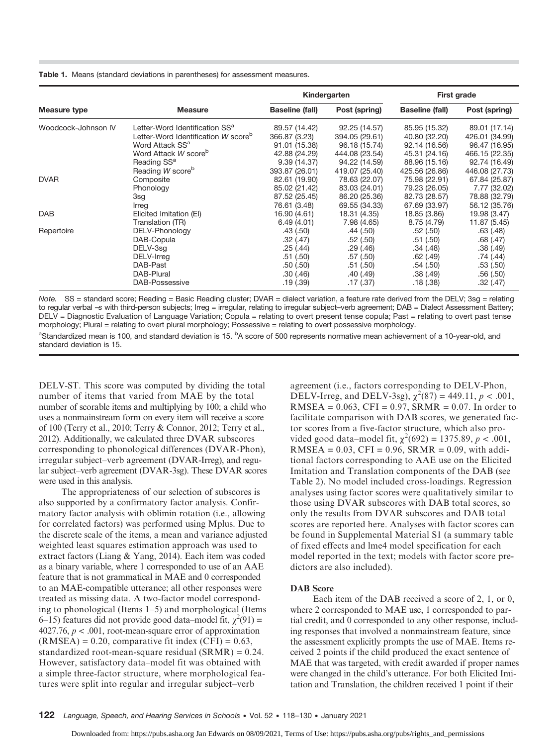**Table 1.** Means (standard deviations in parentheses) for assessment measures.

| Measure type | Measure | Kindergarten | | First grade | |
|---|---|---|---|---|---|
| | | Baseline (fall) | Post (spring) | Baseline (fall) | Post (spring) |
| Woodcock-Johnson IV | Letter-Word Identification SS[a] | 89.57 (14.42) | 92.25 (14.57) | 85.95 (15.32) | 89.01 (17.14) |
| | Letter-Word Identification *W* score[b] | 366.87 (3.23) | 394.05 (29.61) | 40.80 (32.20) | 426.01 (34.99) |
| | Word Attack SS[a] | 91.01 (15.38) | 96.18 (15.74) | 92.14 (16.56) | 96.47 (16.95) |
| | Word Attack *W* score[b] | 42.88 (24.29) | 444.08 (23.54) | 45.31 (24.16) | 466.15 (22.35) |
| | Reading SS[a] | 9.39 (14.37) | 94.22 (14.59) | 88.96 (15.16) | 92.74 (16.49) |
| | Reading *W* score[b] | 393.87 (26.01) | 419.07 (25.40) | 425.56 (26.86) | 446.08 (27.73) |
| DVAR | Composite | 82.61 (19.90) | 78.63 (22.07) | 75.98 (22.91) | 67.84 (25.87) |
| | Phonology | 85.02 (21.42) | 83.03 (24.01) | 79.23 (26.05) | 7.77 (32.02) |
| | 3sg | 87.52 (25.45) | 86.20 (25.36) | 82.73 (28.57) | 78.88 (32.79) |
| | Irreg | 76.61 (3.48) | 69.55 (34.33) | 67.69 (33.97) | 56.12 (35.76) |
| DAB | Elicited Imitation (EI) | 16.90 (4.61) | 18.31 (4.35) | 18.85 (3.86) | 19.98 (3.47) |
| | Translation (TR) | 6.49 (4.01) | 7.98 (4.65) | 8.75 (4.79) | 11.87 (5.45) |
| Repertoire | DELV-Phonology | .43 (.50) | .44 (.50) | .52 (.50) | .63 (.48) |
| | DAB-Copula | .32 (.47) | .52 (.50) | .51 (.50) | .68 (.47) |
| | DELV-3sg | .25 (.44) | .29 (.46) | .34 (.48) | .38 (.49) |
| | DELV-Irreg | .51 (.50) | .57 (.50) | .62 (.49) | .74 (.44) |
| | DAB-Past | .50 (.50) | .51 (.50) | .54 (.50) | .53 (.50) |
| | DAB-Plural | .30 (.46) | .40 (.49) | .38 (.49) | .56 (.50) |
| | DAB-Possessive | .19 (.39) | .17 (.37) | .18 (.38) | .32 (.47) |

*Note.* SS = standard score; Reading = Basic Reading cluster; DVAR = dialect variation, a feature rate derived from the DELV; 3sg = relating to regular verbal –*s* with third-person subjects; Irreg = irregular, relating to irregular subject–verb agreement; DAB = Dialect Assessment Battery; DELV = Diagnostic Evaluation of Language Variation; Copula = relating to overt present tense copula; Past = relating to overt past tense morphology; Plural = relating to overt plural morphology; Possessive = relating to overt possessive morphology.

[a]Standardized mean is 100, and standard deviation is 15. [b]A score of 500 represents normative mean achievement of a 10-year-old, and standard deviation is 15.

DELV-ST. This score was computed by dividing the total number of items that varied from MAE by the total number of scorable items and multiplying by 100; a child who uses a nonmainstream form on every item will receive a score of 100 (Terry et al., 2010; Terry & Connor, 2012; Terry et al., 2012). Additionally, we calculated three DVAR subscores corresponding to phonological differences (DVAR-Phon), irregular subject–verb agreement (DVAR-Irreg), and regular subject–verb agreement (DVAR-3sg). These DVAR scores were used in this analysis.

The appropriateness of our selection of subscores is also supported by a confirmatory factor analysis. Confirmatory factor analysis with oblimin rotation (i.e., allowing for correlated factors) was performed using Mplus. Due to the discrete scale of the items, a mean and variance adjusted weighted least squares estimation approach was used to extract factors (Liang & Yang, 2014). Each item was coded as a binary variable, where 1 corresponded to use of an AAE feature that is not grammatical in MAE and 0 corresponded to an MAE-compatible utterance; all other responses were treated as missing data. A two-factor model corresponding to phonological (Items 1–5) and morphological (Items 6–15) features did not provide good data–model fit, $\chi^2(91) = 4027.76$, $p < .001$, root-mean-square error of approximation (RMSEA) = 0.20, comparative fit index (CFI) = 0.63, standardized root-mean-square residual (SRMR) = 0.24. However, satisfactory data–model fit was obtained with a simple three-factor structure, where morphological features were split into regular and irregular subject–verb agreement (i.e., factors corresponding to DELV-Phon, DELV-Irreg, and DELV-3sg), $\chi^2(87) = 449.11$, $p < .001$, RMSEA = 0.063, CFI = 0.97, SRMR = 0.07. In order to facilitate comparison with DAB scores, we generated factor scores from a five-factor structure, which also provided good data–model fit, $\chi^2(692) = 1375.89$, $p < .001$, RMSEA = 0.03, CFI = 0.96, SRMR = 0.09, with additional factors corresponding to AAE use on the Elicited Imitation and Translation components of the DAB (see Table 2). No model included cross-loadings. Regression analyses using factor scores were qualitatively similar to those using DVAR subscores with DAB total scores, so only the results from DVAR subscores and DAB total scores are reported here. Analyses with factor scores can be found in Supplemental Material S1 (a summary table of fixed effects and lme4 model specification for each model reported in the text; models with factor score predictors are also included).

### DAB Score

Each item of the DAB received a score of 2, 1, or 0, where 2 corresponded to MAE use, 1 corresponded to partial credit, and 0 corresponded to any other response, including responses that involved a nonmainstream feature, since the assessment explicitly prompts the use of MAE. Items received 2 points if the child produced the exact sentence of MAE that was targeted, with credit awarded if proper names were changed in the child's utterance. For both Elicited Imitation and Translation, the children received 1 point if their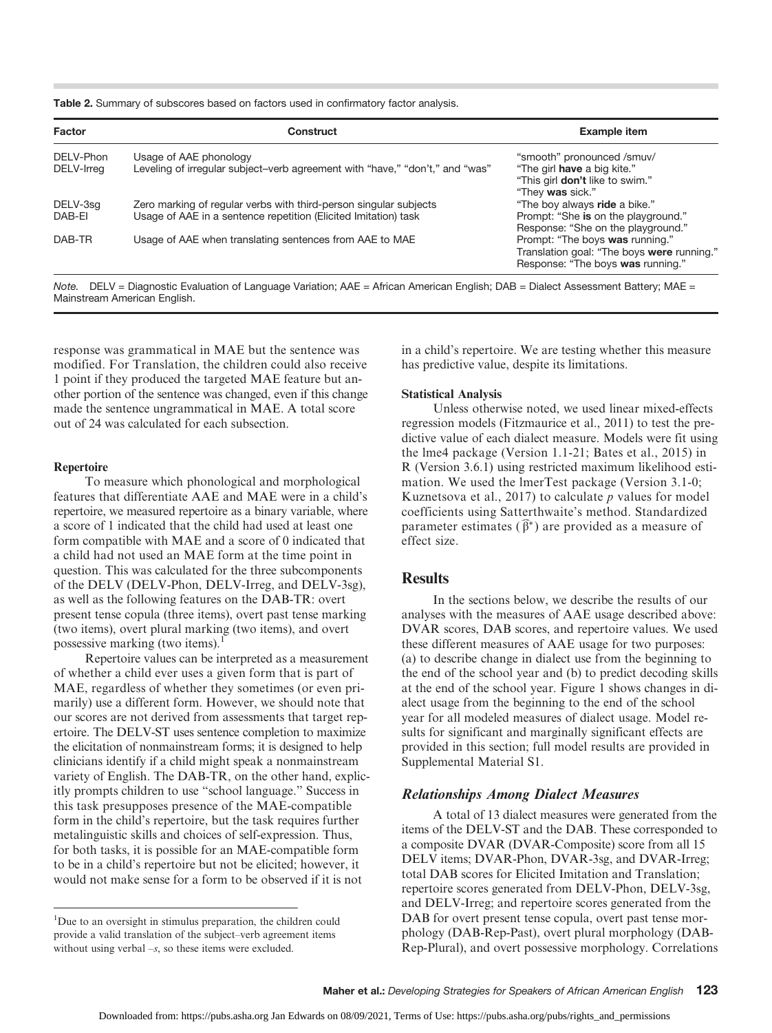**Table 2.** Summary of subscores based on factors used in confirmatory factor analysis.

| Factor | Construct | Example item |
|---|---|---|
| DELV-Phon | Usage of AAE phonology | "smooth" pronounced /smuv/ |
| DELV-Irreg | Leveling of irregular subject–verb agreement with "have," "don't," and "was" | "The girl **have** a big kite." "This girl **don't** like to swim." "They **was** sick." |
| DELV-3sg | Zero marking of regular verbs with third-person singular subjects | "The boy always **ride** a bike." |
| DAB-EI | Usage of AAE in a sentence repetition (Elicited Imitation) task | Prompt: "She **is** on the playground." Response: "She on the playground." |
| DAB-TR | Usage of AAE when translating sentences from AAE to MAE | Prompt: "The boys **was** running." Translation goal: "The boys **were** running." Response: "The boys **was** running." |

*Note.* DELV = Diagnostic Evaluation of Language Variation; AAE = African American English; DAB = Dialect Assessment Battery; MAE = Mainstream American English.

response was grammatical in MAE but the sentence was modified. For Translation, the children could also receive 1 point if they produced the targeted MAE feature but another portion of the sentence was changed, even if this change made the sentence ungrammatical in MAE. A total score out of 24 was calculated for each subsection.

#### Repertoire

To measure which phonological and morphological features that differentiate AAE and MAE were in a child's repertoire, we measured repertoire as a binary variable, where a score of 1 indicated that the child had used at least one form compatible with MAE and a score of 0 indicated that a child had not used an MAE form at the time point in question. This was calculated for the three subcomponents of the DELV (DELV-Phon, DELV-Irreg, and DELV-3sg), as well as the following features on the DAB-TR: overt present tense copula (three items), overt past tense marking (two items), overt plural marking (two items), and overt possessive marking (two items).[1]

Repertoire values can be interpreted as a measurement of whether a child ever uses a given form that is part of MAE, regardless of whether they sometimes (or even primarily) use a different form. However, we should note that our scores are not derived from assessments that target repertoire. The DELV-ST uses sentence completion to maximize the elicitation of nonmainstream forms; it is designed to help clinicians identify if a child might speak a nonmainstream variety of English. The DAB-TR, on the other hand, explicitly prompts children to use "school language." Success in this task presupposes presence of the MAE-compatible form in the child's repertoire, but the task requires further metalinguistic skills and choices of self-expression. Thus, for both tasks, it is possible for an MAE-compatible form to be in a child's repertoire but not be elicited; however, it would not make sense for a form to be observed if it is not in a child's repertoire. We are testing whether this measure has predictive value, despite its limitations.

[1]Due to an oversight in stimulus preparation, the children could provide a valid translation of the subject–verb agreement items without using verbal –*s*, so these items were excluded.

#### Statistical Analysis

Unless otherwise noted, we used linear mixed-effects regression models (Fitzmaurice et al., 2011) to test the predictive value of each dialect measure. Models were fit using the lme4 package (Version 1.1-21; Bates et al., 2015) in R (Version 3.6.1) using restricted maximum likelihood estimation. We used the lmerTest package (Version 3.1-0; Kuznetsova et al., 2017) to calculate *p* values for model coefficients using Satterthwaite's method. Standardized parameter estimates ($\widehat{\beta}^{*}$) are provided as a measure of effect size.

## Results

In the sections below, we describe the results of our analyses with the measures of AAE usage described above: DVAR scores, DAB scores, and repertoire values. We used these different measures of AAE usage for two purposes: (a) to describe change in dialect use from the beginning to the end of the school year and (b) to predict decoding skills at the end of the school year. Figure 1 shows changes in dialect usage from the beginning to the end of the school year for all modeled measures of dialect usage. Model results for significant and marginally significant effects are provided in this section; full model results are provided in Supplemental Material S1.

### *Relationships Among Dialect Measures*

A total of 13 dialect measures were generated from the items of the DELV-ST and the DAB. These corresponded to a composite DVAR (DVAR-Composite) score from all 15 DELV items; DVAR-Phon, DVAR-3sg, and DVAR-Irreg; total DAB scores for Elicited Imitation and Translation; repertoire scores generated from DELV-Phon, DELV-3sg, and DELV-Irreg; and repertoire scores generated from the DAB for overt present tense copula, overt past tense morphology (DAB-Rep-Past), overt plural morphology (DAB-Rep-Plural), and overt possessive morphology. Correlations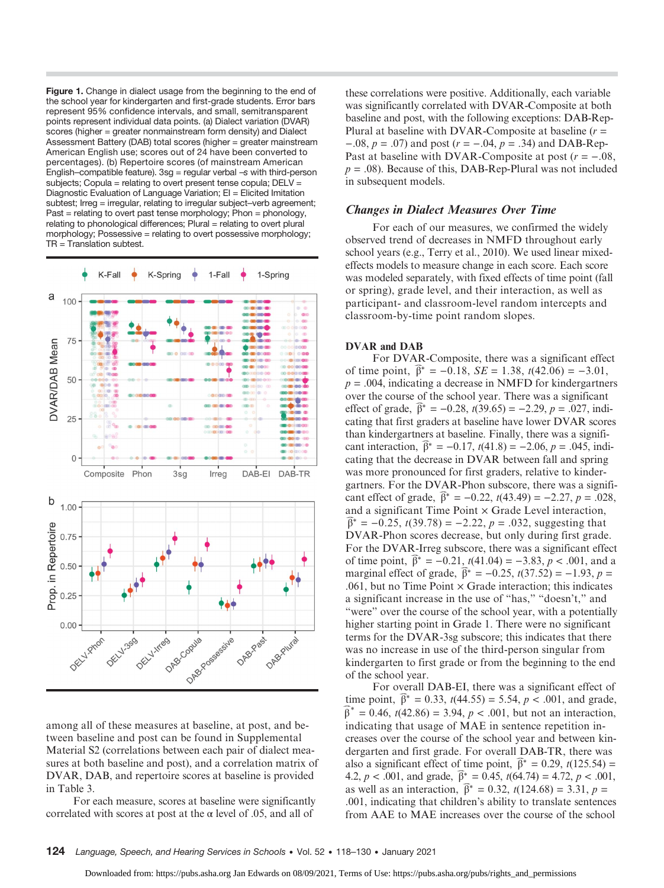**Figure 1.** Change in dialect usage from the beginning to the end of the school year for kindergarten and first-grade students. Error bars represent 95% confidence intervals, and small, semitransparent points represent individual data points. (a) Dialect variation (DVAR) scores (higher = greater nonmainstream form density) and Dialect Assessment Battery (DAB) total scores (higher = greater mainstream American English use; scores out of 24 have been converted to percentages). (b) Repertoire scores (of mainstream American English–compatible feature). 3sg = regular verbal –s with third-person subjects; Copula = relating to overt present tense copula; DELV = Diagnostic Evaluation of Language Variation; EI = Elicited Imitation subtest; Irreg = irregular, relating to irregular subject–verb agreement; Past = relating to overt past tense morphology; Phon = phonology, relating to phonological differences; Plural = relating to overt plural morphology; Possessive = relating to overt possessive morphology; TR = Translation subtest.

among all of these measures at baseline, at post, and between baseline and post can be found in Supplemental Material S2 (correlations between each pair of dialect measures at both baseline and post), and a correlation matrix of DVAR, DAB, and repertoire scores at baseline is provided in Table 3.

For each measure, scores at baseline were significantly correlated with scores at post at the α level of .05, and all of these correlations were positive. Additionally, each variable was significantly correlated with DVAR-Composite at both baseline and post, with the following exceptions: DAB-Rep-Plural at baseline with DVAR-Composite at baseline ($r = -.08$, $p = .07$) and post ($r = -.04$, $p = .34$) and DAB-Rep-Past at baseline with DVAR-Composite at post ($r = -.08$, $p = .08$). Because of this, DAB-Rep-Plural was not included in subsequent models.

## *Changes in Dialect Measures Over Time*

For each of our measures, we confirmed the widely observed trend of decreases in NMFD throughout early school years (e.g., Terry et al., 2010). We used linear mixed-effects models to measure change in each score. Each score was modeled separately, with fixed effects of time point (fall or spring), grade level, and their interaction, as well as participant- and classroom-level random intercepts and classroom-by-time point random slopes.

### DVAR and DAB

For DVAR-Composite, there was a significant effect of time point, $\widehat{\beta}^* = -0.18$, $SE = 1.38$, $t(42.06) = -3.01$, $p = .004$, indicating a decrease in NMFD for kindergartners over the course of the school year. There was a significant effect of grade, $\widehat{\beta}^* = -0.28$, $t(39.65) = -2.29$, $p = .027$, indicating that first graders at baseline have lower DVAR scores than kindergartners at baseline. Finally, there was a significant interaction, $\widehat{\beta}^* = -0.17$, $t(41.8) = -2.06$, $p = .045$, indicating that the decrease in DVAR between fall and spring was more pronounced for first graders, relative to kindergartners. For the DVAR-Phon subscore, there was a significant effect of grade, $\widehat{\beta}^* = -0.22$, $t(43.49) = -2.27$, $p = .028$, and a significant Time Point × Grade Level interaction, $\widehat{\beta}^* = -0.25$, $t(39.78) = -2.22$, $p = .032$, suggesting that DVAR-Phon scores decrease, but only during first grade. For the DVAR-Irreg subscore, there was a significant effect of time point, $\widehat{\beta}^* = -0.21$, $t(41.04) = -3.83$, $p < .001$, and a marginal effect of grade, $\widehat{\beta}^* = -0.25$, $t(37.52) = -1.93$, $p = .061$, but no Time Point × Grade interaction; this indicates a significant increase in the use of "has," "doesn't," and "were" over the course of the school year, with a potentially higher starting point in Grade 1. There were no significant terms for the DVAR-3sg subscore; this indicates that there was no increase in use of the third-person singular from kindergarten to first grade or from the beginning to the end of the school year.

For overall DAB-EI, there was a significant effect of time point, $\widehat{\beta}^* = 0.33$, $t(44.55) = 5.54$, $p < .001$, and grade, $\widehat{\beta}^* = 0.46$, $t(42.86) = 3.94$, $p < .001$, but not an interaction, indicating that usage of MAE in sentence repetition increases over the course of the school year and between kindergarten and first grade. For overall DAB-TR, there was also a significant effect of time point, $\widehat{\beta}^* = 0.29$, $t(125.54) = 4.2$, $p < .001$, and grade, $\widehat{\beta}^* = 0.45$, $t(64.74) = 4.72$, $p < .001$, as well as an interaction, $\widehat{\beta}^* = 0.32$, $t(124.68) = 3.31$, $p = .001$, indicating that children's ability to translate sentences from AAE to MAE increases over the course of the school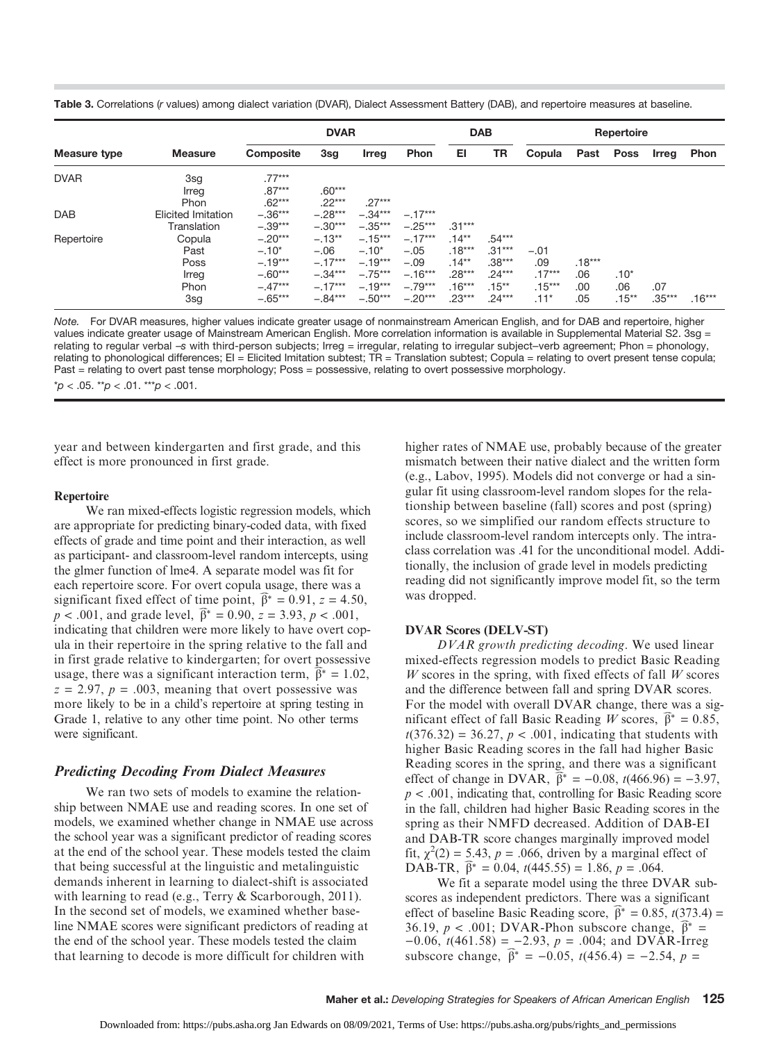**Table 3.** Correlations (*r* values) among dialect variation (DVAR), Dialect Assessment Battery (DAB), and repertoire measures at baseline.

| Measure type | Measure | DVAR | | | | DAB | | Repertoire | | | | |
|---|---|---|---|---|---|---|---|---|---|---|---|---|
| | | Composite | 3sg | Irreg | Phon | EI | TR | Copula | Past | Poss | Irreg | Phon |
| DVAR | 3sg | .77*** | | | | | | | | | | |
| | Irreg | .87*** | .60*** | | | | | | | | | |
| | Phon | .62*** | .22*** | .27*** | | | | | | | | |
| DAB | Elicited Imitation | −.36*** | −.28*** | −.34*** | −.17*** | | | | | | | |
| | Translation | −.39*** | −.30*** | −.35*** | −.25*** | .31*** | | | | | | |
| Repertoire | Copula | −.20*** | −.13** | −.15*** | −.17*** | .14** | .54*** | | | | | |
| | Past | −.10* | −.06 | −.10* | −.05 | .18*** | .31*** | −.01 | | | | |
| | Poss | −.19*** | −.17*** | −.19*** | −.09 | .14** | .38*** | .09 | .18*** | | | |
| | Irreg | −.60*** | −.34*** | −.75*** | −.16*** | .28*** | .24*** | .17*** | .06 | .10* | | |
| | Phon | −.47*** | −.17*** | −.19*** | −.79*** | .16*** | .15** | .15*** | .00 | .06 | .07 | |
| | 3sg | −.65*** | −.84*** | −.50*** | −.20*** | .23*** | .24*** | .11* | .05 | .15** | .35*** | .16*** |

*Note.* For DVAR measures, higher values indicate greater usage of nonmainstream American English, and for DAB and repertoire, higher values indicate greater usage of Mainstream American English. More correlation information is available in Supplemental Material S2. 3sg = relating to regular verbal –*s* with third-person subjects; Irreg = irregular, relating to irregular subject–verb agreement; Phon = phonology, relating to phonological differences; EI = Elicited Imitation subtest; TR = Translation subtest; Copula = relating to overt present tense copula; Past = relating to overt past tense morphology; Poss = possessive, relating to overt possessive morphology.

*$p < .05$. **$p < .01$. ***$p < .001$.

year and between kindergarten and first grade, and this effect is more pronounced in first grade.

#### Repertoire

We ran mixed-effects logistic regression models, which are appropriate for predicting binary-coded data, with fixed effects of grade and time point and their interaction, as well as participant- and classroom-level random intercepts, using the glmer function of lme4. A separate model was fit for each repertoire score. For overt copula usage, there was a significant fixed effect of time point, $\widehat{\beta}^* = 0.91$, $z = 4.50$, $p < .001$, and grade level, $\widehat{\beta}^* = 0.90$, $z = 3.93$, $p < .001$, indicating that children were more likely to have overt copula in their repertoire in the spring relative to the fall and in first grade relative to kindergarten; for overt possessive usage, there was a significant interaction term, $\widehat{\beta}^* = 1.02$, $z = 2.97$, $p = .003$, meaning that overt possessive was more likely to be in a child's repertoire at spring testing in Grade 1, relative to any other time point. No other terms were significant.

### Predicting Decoding From Dialect Measures

We ran two sets of models to examine the relationship between NMAE use and reading scores. In one set of models, we examined whether change in NMAE use across the school year was a significant predictor of reading scores at the end of the school year. These models tested the claim that being successful at the linguistic and metalinguistic demands inherent in learning to dialect-shift is associated with learning to read (e.g., Terry & Scarborough, 2011). In the second set of models, we examined whether baseline NMAE scores were significant predictors of reading at the end of the school year. These models tested the claim that learning to decode is more difficult for children with higher rates of NMAE use, probably because of the greater mismatch between their native dialect and the written form (e.g., Labov, 1995). Models did not converge or had a singular fit using classroom-level random slopes for the relationship between baseline (fall) scores and post (spring) scores, so we simplified our random effects structure to include classroom-level random intercepts only. The intraclass correlation was .41 for the unconditional model. Additionally, the inclusion of grade level in models predicting reading did not significantly improve model fit, so the term was dropped.

#### DVAR Scores (DELV-ST)

*DVAR growth predicting decoding*. We used linear mixed-effects regression models to predict Basic Reading *W* scores in the spring, with fixed effects of fall *W* scores and the difference between fall and spring DVAR scores. For the model with overall DVAR change, there was a significant effect of fall Basic Reading *W* scores, $\widehat{\beta}^* = 0.85$, $t(376.32) = 36.27$, $p < .001$, indicating that students with higher Basic Reading scores in the fall had higher Basic Reading scores in the spring, and there was a significant effect of change in DVAR, $\widehat{\beta}^* = -0.08$, $t(466.96) = -3.97$, $p < .001$, indicating that, controlling for Basic Reading score in the fall, children had higher Basic Reading scores in the spring as their NMFD decreased. Addition of DAB-EI and DAB-TR score changes marginally improved model fit, $\chi^2(2) = 5.43$, $p = .066$, driven by a marginal effect of DAB-TR, $\widehat{\beta}^* = 0.04$, $t(445.55) = 1.86$, $p = .064$.

We fit a separate model using the three DVAR subscores as independent predictors. There was a significant effect of baseline Basic Reading score, $\widehat{\beta}^* = 0.85$, $t(373.4) = 36.19$, $p < .001$; DVAR-Phon subscore change, $\widehat{\beta}^* = -0.06$, $t(461.58) = -2.93$, $p = .004$; and DVAR-Irreg subscore change, $\widehat{\beta}^* = -0.05$, $t(456.4) = -2.54$, $p =$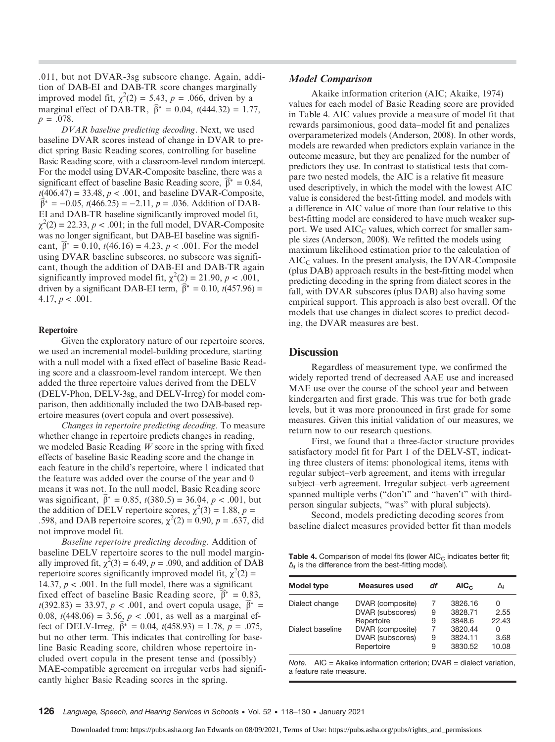.011, but not DVAR-3sg subscore change. Again, addition of DAB-EI and DAB-TR score changes marginally improved model fit, $\chi^2(2) = 5.43$, $p = .066$, driven by a marginal effect of DAB-TR, $\widehat{\beta}^* = 0.04$, $t(444.32) = 1.77$, $p = .078$.

*DVAR baseline predicting decoding*. Next, we used baseline DVAR scores instead of change in DVAR to predict spring Basic Reading scores, controlling for baseline Basic Reading score, with a classroom-level random intercept. For the model using DVAR-Composite baseline, there was a significant effect of baseline Basic Reading score, $\widehat{\beta}^* = 0.84$, $t(406.47) = 33.48$, $p < .001$, and baseline DVAR-Composite, $\widehat{\beta}^* = -0.05$, $t(466.25) = -2.11$, $p = .036$. Addition of DAB-EI and DAB-TR baseline significantly improved model fit, $\chi^2(2) = 22.33$, $p < .001$; in the full model, DVAR-Composite was no longer significant, but DAB-EI baseline was significant, $\widehat{\beta}^* = 0.10$, $t(46.16) = 4.23$, $p < .001$. For the model using DVAR baseline subscores, no subscore was significant, though the addition of DAB-EI and DAB-TR again significantly improved model fit, $\chi^2(2) = 21.90$, $p < .001$, driven by a significant DAB-EI term, $\widehat{\beta}^* = 0.10$, $t(457.96) = 4.17$, $p < .001$.

#### Repertoire

Given the exploratory nature of our repertoire scores, we used an incremental model-building procedure, starting with a null model with a fixed effect of baseline Basic Reading score and a classroom-level random intercept. We then added the three repertoire values derived from the DELV (DELV-Phon, DELV-3sg, and DELV-Irreg) for model comparison, then additionally included the two DAB-based repertoire measures (overt copula and overt possessive).

*Changes in repertoire predicting decoding*. To measure whether change in repertoire predicts changes in reading, we modeled Basic Reading *W* score in the spring with fixed effects of baseline Basic Reading score and the change in each feature in the child's repertoire, where 1 indicated that the feature was added over the course of the year and 0 means it was not. In the null model, Basic Reading score was significant, $\widehat{\beta}^* = 0.85$, $t(380.5) = 36.04$, $p < .001$, but the addition of DELV repertoire scores, $\chi^2(3) = 1.88$, $p = .598$, and DAB repertoire scores, $\chi^2(2) = 0.90$, $p = .637$, did not improve model fit.

*Baseline repertoire predicting decoding*. Addition of baseline DELV repertoire scores to the null model marginally improved fit, $\chi^2(3) = 6.49$, $p = .090$, and addition of DAB repertoire scores significantly improved model fit, $\chi^2(2) = 14.37$, $p < .001$. In the full model, there was a significant fixed effect of baseline Basic Reading score, $\widehat{\beta}^* = 0.83$, $t(392.83) = 33.97$, $p < .001$, and overt copula usage, $\widehat{\beta}^* = 0.08$, $t(448.06) = 3.56$, $p < .001$, as well as a marginal effect of DELV-Irreg, $\widehat{\beta}^* = 0.04$, $t(458.93) = 1.78$, $p = .075$, but no other term. This indicates that controlling for baseline Basic Reading score, children whose repertoire included overt copula in the present tense and (possibly) MAE-compatible agreement on irregular verbs had significantly higher Basic Reading scores in the spring.

### Model Comparison

Akaike information criterion (AIC; Akaike, 1974) values for each model of Basic Reading score are provided in Table 4. AIC values provide a measure of model fit that rewards parsimonious, good data–model fit and penalizes overparameterized models (Anderson, 2008). In other words, models are rewarded when predictors explain variance in the outcome measure, but they are penalized for the number of predictors they use. In contrast to statistical tests that compare two nested models, the AIC is a relative fit measure used descriptively, in which the model with the lowest AIC value is considered the best-fitting model, and models with a difference in AIC value of more than four relative to this best-fitting model are considered to have much weaker support. We used $AIC_C$ values, which correct for smaller sample sizes (Anderson, 2008). We refitted the models using maximum likelihood estimation prior to the calculation of $AIC_C$ values. In the present analysis, the DVAR-Composite (plus DAB) approach results in the best-fitting model when predicting decoding in the spring from dialect scores in the fall, with DVAR subscores (plus DAB) also having some empirical support. This approach is also best overall. Of the models that use changes in dialect scores to predict decoding, the DVAR measures are best.

## Discussion

Regardless of measurement type, we confirmed the widely reported trend of decreased AAE use and increased MAE use over the course of the school year and between kindergarten and first grade. This was true for both grade levels, but it was more pronounced in first grade for some measures. Given this initial validation of our measures, we return now to our research questions.

First, we found that a three-factor structure provides satisfactory model fit for Part 1 of the DELV-ST, indicating three clusters of items: phonological items, items with regular subject–verb agreement, and items with irregular subject–verb agreement. Irregular subject–verb agreement spanned multiple verbs ("don't" and "haven't" with third-person singular subjects, "was" with plural subjects).

Second, models predicting decoding scores from baseline dialect measures provided better fit than models

**Table 4.** Comparison of model fits (lower $AIC_C$ indicates better fit; $\Delta_i$ is the difference from the best-fitting model).

| Model type | Measures used | *df* | $AIC_C$ | $\Delta_i$ |
|---|---|---|---|---|
| Dialect change | DVAR (composite) | 7 | 3826.16 | 0 |
| | DVAR (subscores) | 9 | 3828.71 | 2.55 |
| | Repertoire | 9 | 3848.6 | 22.43 |
| Dialect baseline | DVAR (composite) | 7 | 3820.44 | 0 |
| | DVAR (subscores) | 9 | 3824.11 | 3.68 |
| | Repertoire | 9 | 3830.52 | 10.08 |

*Note.* AIC = Akaike information criterion; DVAR = dialect variation, a feature rate measure.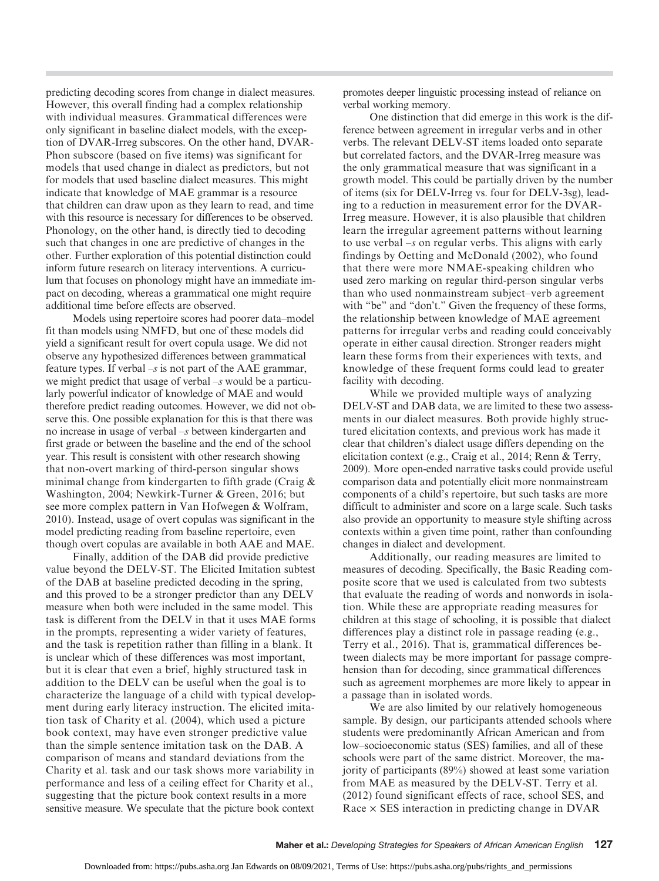predicting decoding scores from change in dialect measures. However, this overall finding had a complex relationship with individual measures. Grammatical differences were only significant in baseline dialect models, with the exception of DVAR-Irreg subscores. On the other hand, DVAR-Phon subscore (based on five items) was significant for models that used change in dialect as predictors, but not for models that used baseline dialect measures. This might indicate that knowledge of MAE grammar is a resource that children can draw upon as they learn to read, and time with this resource is necessary for differences to be observed. Phonology, on the other hand, is directly tied to decoding such that changes in one are predictive of changes in the other. Further exploration of this potential distinction could inform future research on literacy interventions. A curriculum that focuses on phonology might have an immediate impact on decoding, whereas a grammatical one might require additional time before effects are observed.

Models using repertoire scores had poorer data–model fit than models using NMFD, but one of these models did yield a significant result for overt copula usage. We did not observe any hypothesized differences between grammatical feature types. If verbal *–s* is not part of the AAE grammar, we might predict that usage of verbal *–s* would be a particularly powerful indicator of knowledge of MAE and would therefore predict reading outcomes. However, we did not observe this. One possible explanation for this is that there was no increase in usage of verbal *–s* between kindergarten and first grade or between the baseline and the end of the school year. This result is consistent with other research showing that non-overt marking of third-person singular shows minimal change from kindergarten to fifth grade (Craig & Washington, 2004; Newkirk-Turner & Green, 2016; but see more complex pattern in Van Hofwegen & Wolfram, 2010). Instead, usage of overt copulas was significant in the model predicting reading from baseline repertoire, even though overt copulas are available in both AAE and MAE.

Finally, addition of the DAB did provide predictive value beyond the DELV-ST. The Elicited Imitation subtest of the DAB at baseline predicted decoding in the spring, and this proved to be a stronger predictor than any DELV measure when both were included in the same model. This task is different from the DELV in that it uses MAE forms in the prompts, representing a wider variety of features, and the task is repetition rather than filling in a blank. It is unclear which of these differences was most important, but it is clear that even a brief, highly structured task in addition to the DELV can be useful when the goal is to characterize the language of a child with typical development during early literacy instruction. The elicited imitation task of Charity et al. (2004), which used a picture book context, may have even stronger predictive value than the simple sentence imitation task on the DAB. A comparison of means and standard deviations from the Charity et al. task and our task shows more variability in performance and less of a ceiling effect for Charity et al., suggesting that the picture book context results in a more sensitive measure. We speculate that the picture book context promotes deeper linguistic processing instead of reliance on verbal working memory.

One distinction that did emerge in this work is the difference between agreement in irregular verbs and in other verbs. The relevant DELV-ST items loaded onto separate but correlated factors, and the DVAR-Irreg measure was the only grammatical measure that was significant in a growth model. This could be partially driven by the number of items (six for DELV-Irreg vs. four for DELV-3sg), leading to a reduction in measurement error for the DVAR-Irreg measure. However, it is also plausible that children learn the irregular agreement patterns without learning to use verbal *–s* on regular verbs. This aligns with early findings by Oetting and McDonald (2002), who found that there were more NMAE-speaking children who used zero marking on regular third-person singular verbs than who used nonmainstream subject–verb agreement with "be" and "don't." Given the frequency of these forms, the relationship between knowledge of MAE agreement patterns for irregular verbs and reading could conceivably operate in either causal direction. Stronger readers might learn these forms from their experiences with texts, and knowledge of these frequent forms could lead to greater facility with decoding.

While we provided multiple ways of analyzing DELV-ST and DAB data, we are limited to these two assessments in our dialect measures. Both provide highly structured elicitation contexts, and previous work has made it clear that children's dialect usage differs depending on the elicitation context (e.g., Craig et al., 2014; Renn & Terry, 2009). More open-ended narrative tasks could provide useful comparison data and potentially elicit more nonmainstream components of a child's repertoire, but such tasks are more difficult to administer and score on a large scale. Such tasks also provide an opportunity to measure style shifting across contexts within a given time point, rather than confounding changes in dialect and development.

Additionally, our reading measures are limited to measures of decoding. Specifically, the Basic Reading composite score that we used is calculated from two subtests that evaluate the reading of words and nonwords in isolation. While these are appropriate reading measures for children at this stage of schooling, it is possible that dialect differences play a distinct role in passage reading (e.g., Terry et al., 2016). That is, grammatical differences between dialects may be more important for passage comprehension than for decoding, since grammatical differences such as agreement morphemes are more likely to appear in a passage than in isolated words.

We are also limited by our relatively homogeneous sample. By design, our participants attended schools where students were predominantly African American and from low–socioeconomic status (SES) families, and all of these schools were part of the same district. Moreover, the majority of participants (89%) showed at least some variation from MAE as measured by the DELV-ST. Terry et al. (2012) found significant effects of race, school SES, and Race × SES interaction in predicting change in DVAR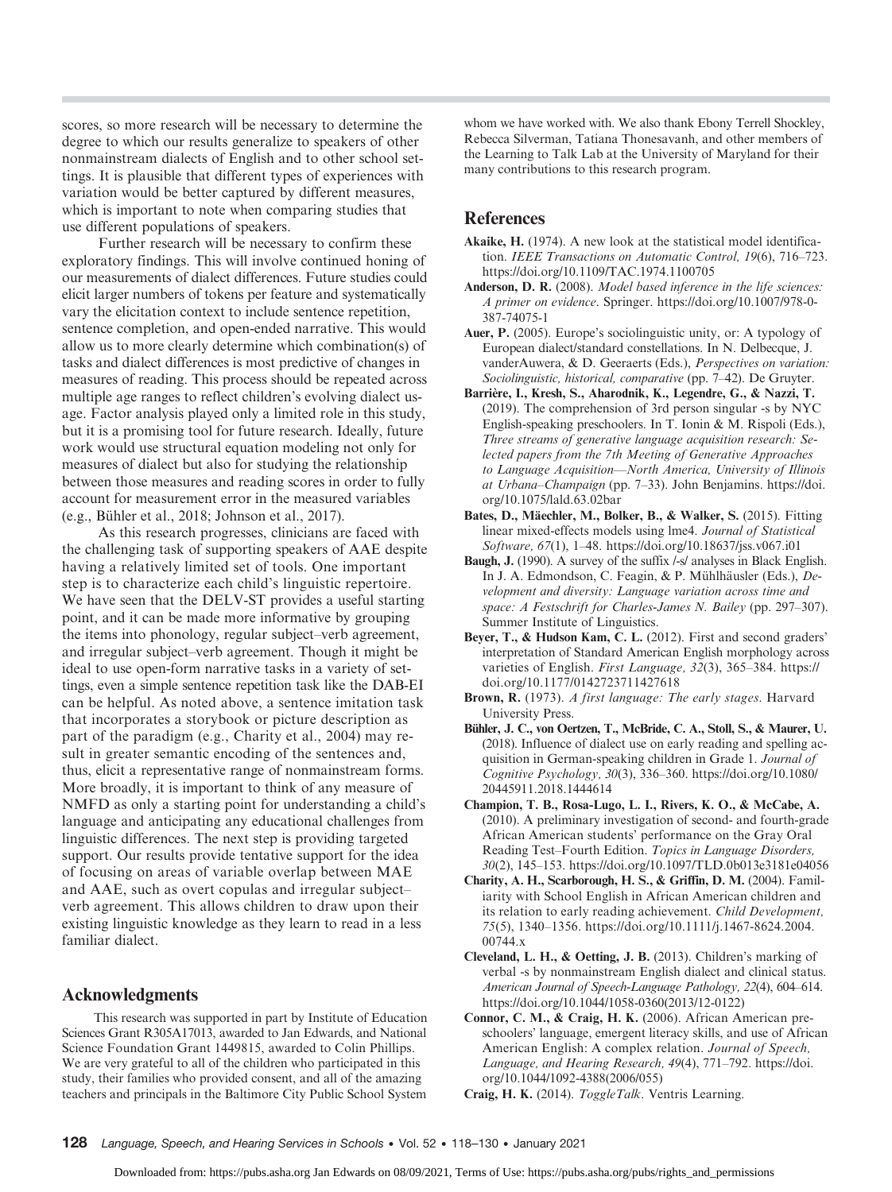scores, so more research will be necessary to determine the degree to which our results generalize to speakers of other nonmainstream dialects of English and to other school settings. It is plausible that different types of experiences with variation would be better captured by different measures, which is important to note when comparing studies that use different populations of speakers.

Further research will be necessary to confirm these exploratory findings. This will involve continued honing of our measurements of dialect differences. Future studies could elicit larger numbers of tokens per feature and systematically vary the elicitation context to include sentence repetition, sentence completion, and open-ended narrative. This would allow us to more clearly determine which combination(s) of tasks and dialect differences is most predictive of changes in measures of reading. This process should be repeated across multiple age ranges to reflect children's evolving dialect usage. Factor analysis played only a limited role in this study, but it is a promising tool for future research. Ideally, future work would use structural equation modeling not only for measures of dialect but also for studying the relationship between those measures and reading scores in order to fully account for measurement error in the measured variables (e.g., Bühler et al., 2018; Johnson et al., 2017).

As this research progresses, clinicians are faced with the challenging task of supporting speakers of AAE despite having a relatively limited set of tools. One important step is to characterize each child's linguistic repertoire. We have seen that the DELV-ST provides a useful starting point, and it can be made more informative by grouping the items into phonology, regular subject–verb agreement, and irregular subject–verb agreement. Though it might be ideal to use open-form narrative tasks in a variety of settings, even a simple sentence repetition task like the DAB-EI can be helpful. As noted above, a sentence imitation task that incorporates a storybook or picture description as part of the paradigm (e.g., Charity et al., 2004) may result in greater semantic encoding of the sentences and, thus, elicit a representative range of nonmainstream forms. More broadly, it is important to think of any measure of NMFD as only a starting point for understanding a child's language and anticipating any educational challenges from linguistic differences. The next step is providing targeted support. Our results provide tentative support for the idea of focusing on areas of variable overlap between MAE and AAE, such as overt copulas and irregular subject–verb agreement. This allows children to draw upon their existing linguistic knowledge as they learn to read in a less familiar dialect.

## Acknowledgments

This research was supported in part by Institute of Education Sciences Grant R305A17013, awarded to Jan Edwards, and National Science Foundation Grant 1449815, awarded to Colin Phillips. We are very grateful to all of the children who participated in this study, their families who provided consent, and all of the amazing teachers and principals in the Baltimore City Public School System whom we have worked with. We also thank Ebony Terrell Shockley, Rebecca Silverman, Tatiana Thonesavanh, and other members of the Learning to Talk Lab at the University of Maryland for their many contributions to this research program.

## References

**Akaike, H.** (1974). A new look at the statistical model identification. *IEEE Transactions on Automatic Control, 19*(6), 716–723. https://doi.org/10.1109/TAC.1974.1100705

**Anderson, D. R.** (2008). *Model based inference in the life sciences: A primer on evidence*. Springer. https://doi.org/10.1007/978-0-387-74075-1

**Auer, P.** (2005). Europe's sociolinguistic unity, or: A typology of European dialect/standard constellations. In N. Delbecque, J. vanderAuwera, & D. Geeraerts (Eds.), *Perspectives on variation: Sociolinguistic, historical, comparative* (pp. 7–42). De Gruyter.

**Barrière, I., Kresh, S., Aharodnik, K., Legendre, G., & Nazzi, T.** (2019). The comprehension of 3rd person singular -s by NYC English-speaking preschoolers. In T. Ionin & M. Rispoli (Eds.), *Three streams of generative language acquisition research: Selected papers from the 7th Meeting of Generative Approaches to Language Acquisition—North America, University of Illinois at Urbana–Champaign* (pp. 7–33). John Benjamins. https://doi.org/10.1075/lald.63.02bar

**Bates, D., Mäechler, M., Bolker, B., & Walker, S.** (2015). Fitting linear mixed-effects models using lme4. *Journal of Statistical Software, 67*(1), 1–48. https://doi.org/10.18637/jss.v067.i01

**Baugh, J.** (1990). A survey of the suffix /-s/ analyses in Black English. In J. A. Edmondson, C. Feagin, & P. Mühlhäusler (Eds.), *Development and diversity: Language variation across time and space: A Festschrift for Charles-James N. Bailey* (pp. 297–307). Summer Institute of Linguistics.

**Beyer, T., & Hudson Kam, C. L.** (2012). First and second graders' interpretation of Standard American English morphology across varieties of English. *First Language, 32*(3), 365–384. https://doi.org/10.1177/0142723711427618

**Brown, R.** (1973). *A first language: The early stages*. Harvard University Press.

**Bühler, J. C., von Oertzen, T., McBride, C. A., Stoll, S., & Maurer, U.** (2018). Influence of dialect use on early reading and spelling acquisition in German-speaking children in Grade 1. *Journal of Cognitive Psychology, 30*(3), 336–360. https://doi.org/10.1080/20445911.2018.1444614

**Champion, T. B., Rosa-Lugo, L. I., Rivers, K. O., & McCabe, A.** (2010). A preliminary investigation of second- and fourth-grade African American students' performance on the Gray Oral Reading Test–Fourth Edition. *Topics in Language Disorders, 30*(2), 145–153. https://doi.org/10.1097/TLD.0b013e3181e04056

**Charity, A. H., Scarborough, H. S., & Griffin, D. M.** (2004). Familiarity with School English in African American children and its relation to early reading achievement. *Child Development, 75*(5), 1340–1356. https://doi.org/10.1111/j.1467-8624.2004.00744.x

**Cleveland, L. H., & Oetting, J. B.** (2013). Children's marking of verbal -s by nonmainstream English dialect and clinical status. *American Journal of Speech-Language Pathology, 22*(4), 604–614. https://doi.org/10.1044/1058-0360(2013/12-0122)

**Connor, C. M., & Craig, H. K.** (2006). African American preschoolers' language, emergent literacy skills, and use of African American English: A complex relation. *Journal of Speech, Language, and Hearing Research, 49*(4), 771–792. https://doi.org/10.1044/1092-4388(2006/055)

**Craig, H. K.** (2014). *ToggleTalk*. Ventris Learning.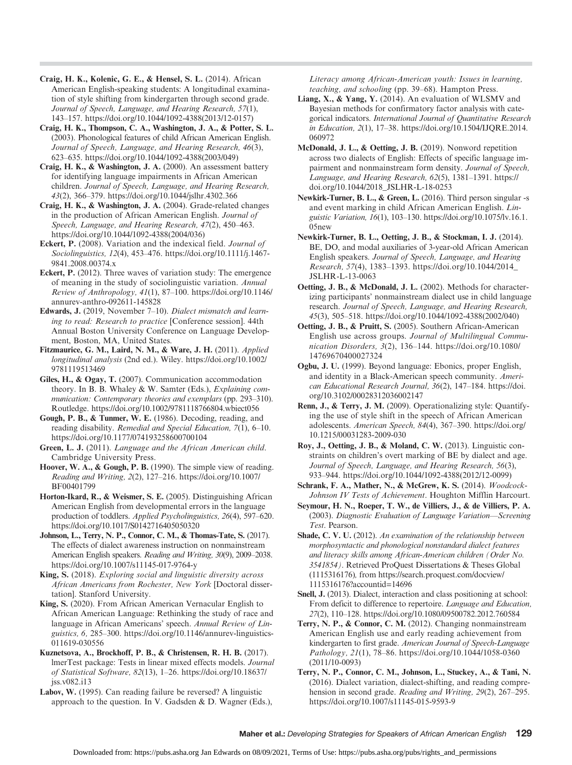**Craig, H. K., Kolenic, G. E., & Hensel, S. L.** (2014). African American English-speaking students: A longitudinal examination of style shifting from kindergarten through second grade. *Journal of Speech, Language, and Hearing Research, 57*(1), 143–157. https://doi.org/10.1044/1092-4388(2013/12-0157)

**Craig, H. K., Thompson, C. A., Washington, J. A., & Potter, S. L.** (2003). Phonological features of child African American English. *Journal of Speech, Language, and Hearing Research, 46*(3), 623–635. https://doi.org/10.1044/1092-4388(2003/049)

**Craig, H. K., & Washington, J. A.** (2000). An assessment battery for identifying language impairments in African American children. *Journal of Speech, Language, and Hearing Research, 43*(2), 366–379. https://doi.org/10.1044/jslhr.4302.366

**Craig, H. K., & Washington, J. A.** (2004). Grade-related changes in the production of African American English. *Journal of Speech, Language, and Hearing Research, 47*(2), 450–463. https://doi.org/10.1044/1092-4388(2004/036)

**Eckert, P.** (2008). Variation and the indexical field. *Journal of Sociolinguistics, 12*(4), 453–476. https://doi.org/10.1111/j.1467-9841.2008.00374.x

**Eckert, P.** (2012). Three waves of variation study: The emergence of meaning in the study of sociolinguistic variation. *Annual Review of Anthropology, 41*(1), 87–100. https://doi.org/10.1146/annurev-anthro-092611-145828

**Edwards, J.** (2019, November 7–10). *Dialect mismatch and learning to read: Research to practice* [Conference session]. 44th Annual Boston University Conference on Language Development, Boston, MA, United States.

**Fitzmaurice, G. M., Laird, N. M., & Ware, J. H.** (2011). *Applied longitudinal analysis* (2nd ed.). Wiley. https://doi.org/10.1002/9781119513469

**Giles, H., & Ogay, T.** (2007). Communication accommodation theory. In B. B. Whaley & W. Samter (Eds.), *Explaining communication: Contemporary theories and exemplars* (pp. 293–310). Routledge. https://doi.org/10.1002/9781118766804.wbiect056

**Gough, P. B., & Tunmer, W. E.** (1986). Decoding, reading, and reading disability. *Remedial and Special Education, 7*(1), 6–10. https://doi.org/10.1177/074193258600700104

**Green, L. J.** (2011). *Language and the African American child*. Cambridge University Press.

**Hoover, W. A., & Gough, P. B.** (1990). The simple view of reading. *Reading and Writing, 2*(2), 127–216. https://doi.org/10.1007/BF00401799

**Horton-Ikard, R., & Weismer, S. E.** (2005). Distinguishing African American English from developmental errors in the language production of toddlers. *Applied Psycholinguistics, 26*(4), 597–620. https://doi.org/10.1017/S0142716405050320

**Johnson, L., Terry, N. P., Connor, C. M., & Thomas-Tate, S.** (2017). The effects of dialect awareness instruction on nonmainstream American English speakers. *Reading and Writing, 30*(9), 2009–2038. https://doi.org/10.1007/s11145-017-9764-y

**King, S.** (2018). *Exploring social and linguistic diversity across African Americans from Rochester, New York* [Doctoral dissertation]. Stanford University.

**King, S.** (2020). From African American Vernacular English to African American Language: Rethinking the study of race and language in African Americans' speech. *Annual Review of Linguistics, 6*, 285–300. https://doi.org/10.1146/annurev-linguistics-011619-030556

**Kuznetsova, A., Brockhoff, P. B., & Christensen, R. H. B.** (2017). lmerTest package: Tests in linear mixed effects models. *Journal of Statistical Software, 82*(13), 1–26. https://doi.org/10.18637/jss.v082.i13

**Labov, W.** (1995). Can reading failure be reversed? A linguistic approach to the question. In V. Gadsden & D. Wagner (Eds.), *Literacy among African-American youth: Issues in learning, teaching, and schooling* (pp. 39–68). Hampton Press.

**Liang, X., & Yang, Y.** (2014). An evaluation of WLSMV and Bayesian methods for confirmatory factor analysis with categorical indicators. *International Journal of Quantitative Research in Education, 2*(1), 17–38. https://doi.org/10.1504/IJQRE.2014.060972

**McDonald, J. L., & Oetting, J. B.** (2019). Nonword repetition across two dialects of English: Effects of specific language impairment and nonmainstream form density. *Journal of Speech, Language, and Hearing Research, 62*(5), 1381–1391. https://doi.org/10.1044/2018_JSLHR-L-18-0253

**Newkirk-Turner, B. L., & Green, L.** (2016). Third person singular -s and event marking in child African American English. *Linguistic Variation, 16*(1), 103–130. https://doi.org/10.1075/lv.16.1.05new

**Newkirk-Turner, B. L., Oetting, J. B., & Stockman, I. J.** (2014). BE, DO, and modal auxiliaries of 3-year-old African American English speakers. *Journal of Speech, Language, and Hearing Research, 57*(4), 1383–1393. https://doi.org/10.1044/2014_JSLHR-L-13-0063

**Oetting, J. B., & McDonald, J. L.** (2002). Methods for characterizing participants' nonmainstream dialect use in child language research. *Journal of Speech, Language, and Hearing Research, 45*(3), 505–518. https://doi.org/10.1044/1092-4388(2002/040)

**Oetting, J. B., & Pruitt, S.** (2005). Southern African-American English use across groups. *Journal of Multilingual Communication Disorders, 3*(2), 136–144. https://doi.org/10.1080/14769670400027324

**Ogbu, J. U.** (1999). Beyond language: Ebonics, proper English, and identity in a Black-American speech community. *American Educational Research Journal, 36*(2), 147–184. https://doi.org/10.3102/00028312036002147

**Renn, J., & Terry, J. M.** (2009). Operationalizing style: Quantifying the use of style shift in the speech of African American adolescents. *American Speech, 84*(4), 367–390. https://doi.org/10.1215/00031283-2009-030

**Roy, J., Oetting, J. B., & Moland, C. W.** (2013). Linguistic constraints on children's overt marking of BE by dialect and age. *Journal of Speech, Language, and Hearing Research, 56*(3), 933–944. https://doi.org/10.1044/1092-4388(2012/12-0099)

**Schrank, F. A., Mather, N., & McGrew, K. S.** (2014). *Woodcock-Johnson IV Tests of Achievement*. Houghton Mifflin Harcourt.

**Seymour, H. N., Roeper, T. W., de Villiers, J., & de Villiers, P. A.** (2003). *Diagnostic Evaluation of Language Variation—Screening Test*. Pearson.

**Shade, C. V. U.** (2012). *An examination of the relationship between morphosyntactic and phonological nonstandard dialect features and literacy skills among African-American children (Order No. 3541854)*. Retrieved ProQuest Dissertations & Theses Global (1115316176), from https://search.proquest.com/docview/1115316176?accountid=14696

**Snell, J.** (2013). Dialect, interaction and class positioning at school: From deficit to difference to repertoire. *Language and Education, 27*(2), 110–128. https://doi.org/10.1080/09500782.2012.760584

**Terry, N. P., & Connor, C. M.** (2012). Changing nonmainstream American English use and early reading achievement from kindergarten to first grade. *American Journal of Speech-Language Pathology, 21*(1), 78–86. https://doi.org/10.1044/1058-0360(2011/10-0093)

**Terry, N. P., Connor, C. M., Johnson, L., Stuckey, A., & Tani, N.** (2016). Dialect variation, dialect-shifting, and reading comprehension in second grade. *Reading and Writing, 29*(2), 267–295. https://doi.org/10.1007/s11145-015-9593-9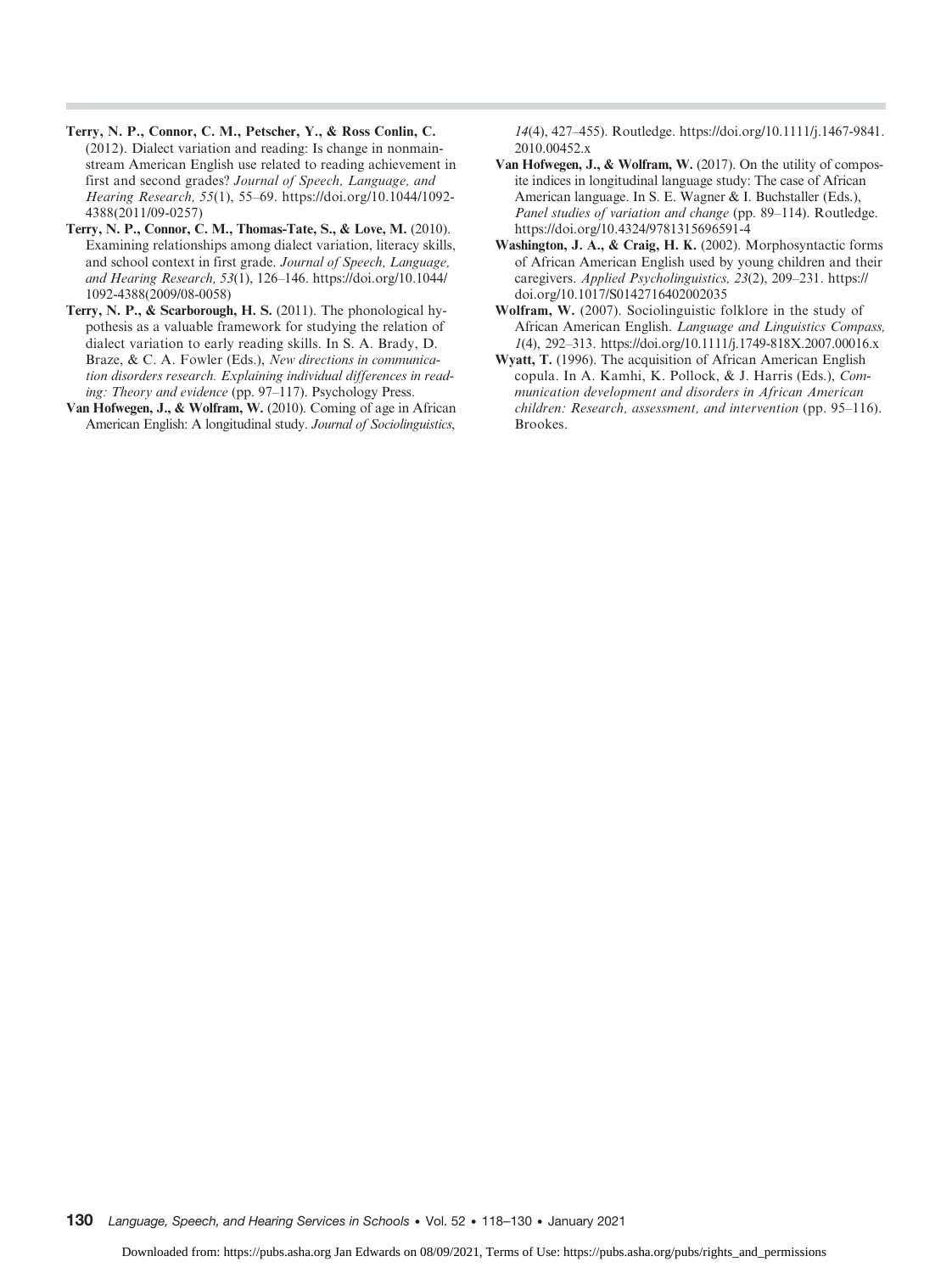**Terry, N. P., Connor, C. M., Petscher, Y., & Ross Conlin, C.** (2012). Dialect variation and reading: Is change in nonmainstream American English use related to reading achievement in first and second grades? *Journal of Speech, Language, and Hearing Research, 55*(1), 55–69. https://doi.org/10.1044/1092-4388(2011/09-0257)

**Terry, N. P., Connor, C. M., Thomas-Tate, S., & Love, M.** (2010). Examining relationships among dialect variation, literacy skills, and school context in first grade. *Journal of Speech, Language, and Hearing Research, 53*(1), 126–146. https://doi.org/10.1044/1092-4388(2009/08-0058)

**Terry, N. P., & Scarborough, H. S.** (2011). The phonological hypothesis as a valuable framework for studying the relation of dialect variation to early reading skills. In S. A. Brady, D. Braze, & C. A. Fowler (Eds.), *New directions in communication disorders research. Explaining individual differences in reading: Theory and evidence* (pp. 97–117). Psychology Press.

**Van Hofwegen, J., & Wolfram, W.** (2010). Coming of age in African American English: A longitudinal study. *Journal of Sociolinguistics, 14*(4), 427–455). Routledge. https://doi.org/10.1111/j.1467-9841.2010.00452.x

**Van Hofwegen, J., & Wolfram, W.** (2017). On the utility of composite indices in longitudinal language study: The case of African American language. In S. E. Wagner & I. Buchstaller (Eds.), *Panel studies of variation and change* (pp. 89–114). Routledge. https://doi.org/10.4324/9781315696591-4

**Washington, J. A., & Craig, H. K.** (2002). Morphosyntactic forms of African American English used by young children and their caregivers. *Applied Psycholinguistics, 23*(2), 209–231. https://doi.org/10.1017/S0142716402002035

**Wolfram, W.** (2007). Sociolinguistic folklore in the study of African American English. *Language and Linguistics Compass, 1*(4), 292–313. https://doi.org/10.1111/j.1749-818X.2007.00016.x

**Wyatt, T.** (1996). The acquisition of African American English copula. In A. Kamhi, K. Pollock, & J. Harris (Eds.), *Communication development and disorders in African American children: Research, assessment, and intervention* (pp. 95–116). Brookes.